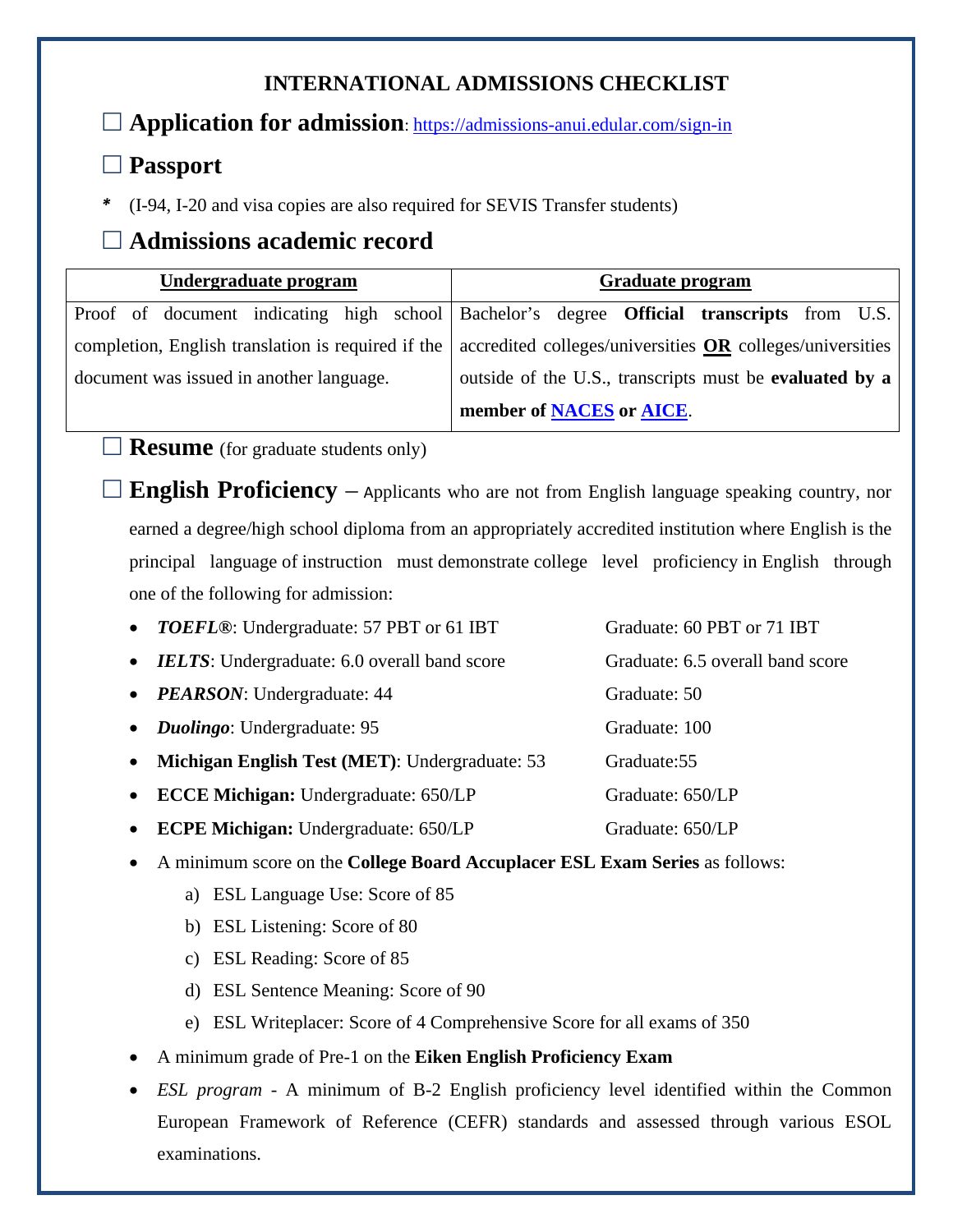# INTERNATIONAL ADMISSIONS CHECKLIST

☐ **Application for admission**: https://admissions-anui.edular.com/sign-in

☐ **Passport**

*\** (I-94, I-20 and visa copies are also required for SEVIS Transfer students)

☐ **Admissions academic record**

| Undergraduate program | Graduate program |
| --- | --- |
| Proof of document indicating high school completion, English translation is required if the document was issued in another language. | Bachelor's degree **Official transcripts** from U.S. accredited colleges/universities **OR** colleges/universities outside of the U.S., transcripts must be **evaluated by a member of NACES or AICE**. |

☐ **Resume** (for graduate students only)

☐ **English Proficiency** – Applicants who are not from English language speaking country, nor earned a degree/high school diploma from an appropriately accredited institution where English is the principal language of instruction must demonstrate college level proficiency in English through one of the following for admission:

- ***TOEFL®***: Undergraduate: 57 PBT or 61 IBT Graduate: 60 PBT or 71 IBT
- ***IELTS***: Undergraduate: 6.0 overall band score Graduate: 6.5 overall band score
- ***PEARSON***: Undergraduate: 44 Graduate: 50
- ***Duolingo***: Undergraduate: 95 Graduate: 100
- **Michigan English Test (MET)**: Undergraduate: 53 Graduate:55
- **ECCE Michigan:** Undergraduate: 650/LP Graduate: 650/LP
- **ECPE Michigan:** Undergraduate: 650/LP Graduate: 650/LP
- A minimum score on the **College Board Accuplacer ESL Exam Series** as follows:
  a) ESL Language Use: Score of 85
  b) ESL Listening: Score of 80
  c) ESL Reading: Score of 85
  d) ESL Sentence Meaning: Score of 90
  e) ESL Writeplacer: Score of 4 Comprehensive Score for all exams of 350
- A minimum grade of Pre-1 on the **Eiken English Proficiency Exam**
- *ESL program* - A minimum of B-2 English proficiency level identified within the Common European Framework of Reference (CEFR) standards and assessed through various ESOL examinations.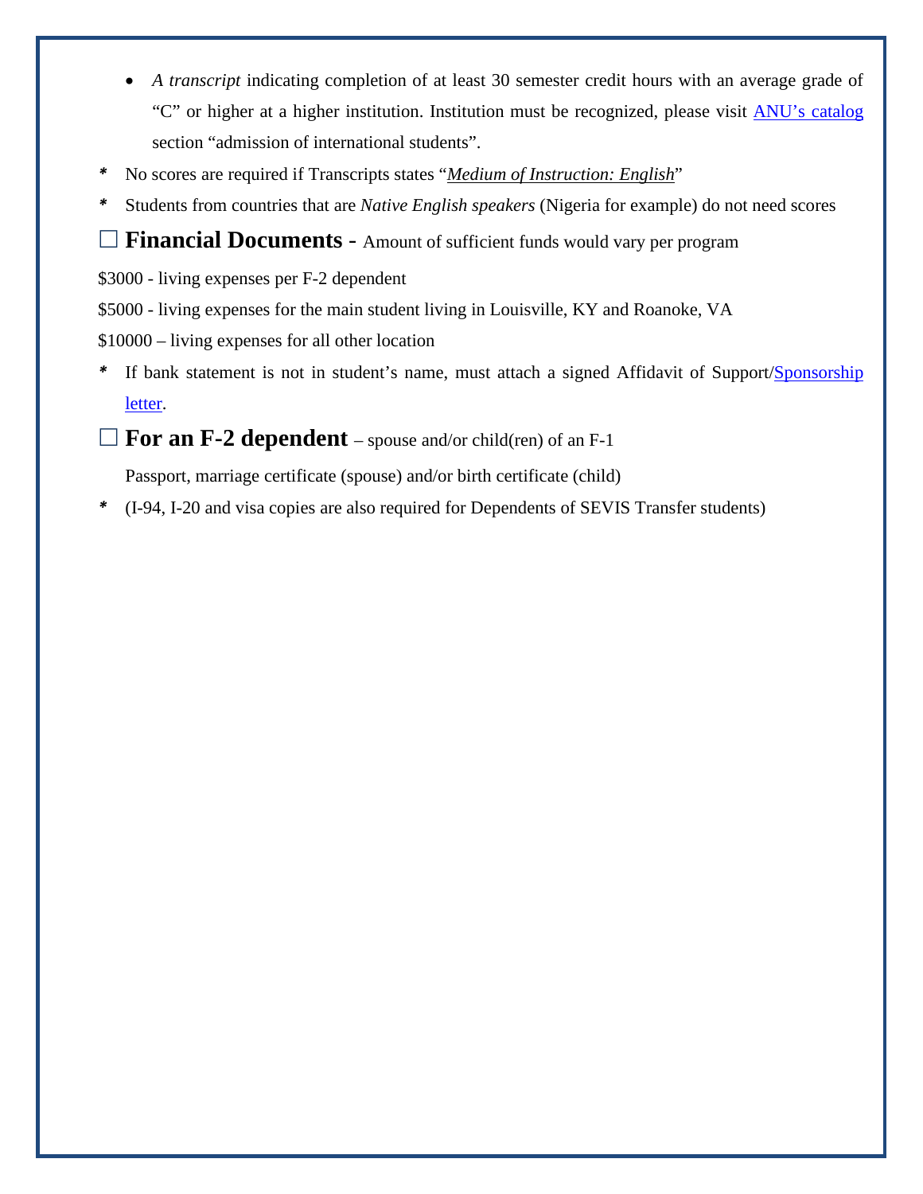- *A transcript* indicating completion of at least 30 semester credit hours with an average grade of "C" or higher at a higher institution. Institution must be recognized, please visit ANU's catalog section "admission of international students".

* No scores are required if Transcripts states "*Medium of Instruction: English*"
* Students from countries that are *Native English speakers* (Nigeria for example) do not need scores

☐ **Financial Documents -** Amount of sufficient funds would vary per program

$3000 - living expenses per F-2 dependent

$5000 - living expenses for the main student living in Louisville, KY and Roanoke, VA

$10000 – living expenses for all other location

* If bank statement is not in student's name, must attach a signed Affidavit of Support/Sponsorship letter.

☐ **For an F-2 dependent** – spouse and/or child(ren) of an F-1

Passport, marriage certificate (spouse) and/or birth certificate (child)

* (I-94, I-20 and visa copies are also required for Dependents of SEVIS Transfer students)